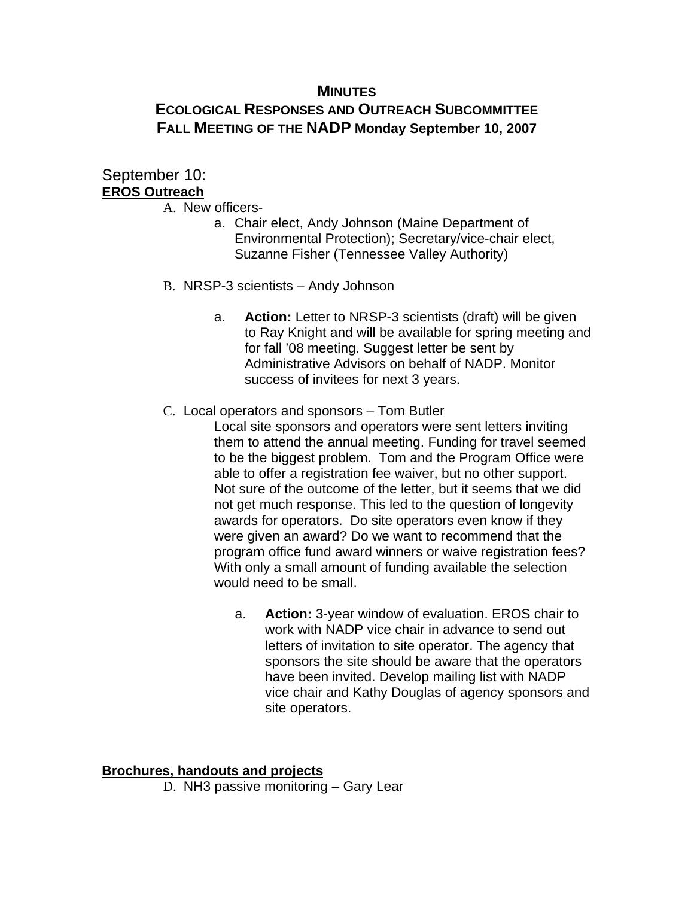# MINUTES
# ECOLOGICAL RESPONSES AND OUTREACH SUBCOMMITTEE
# FALL MEETING OF THE NADP Monday September 10, 2007

September 10:

**EROS Outreach**

A. New officers-
   a. Chair elect, Andy Johnson (Maine Department of Environmental Protection); Secretary/vice-chair elect, Suzanne Fisher (Tennessee Valley Authority)

B. NRSP-3 scientists – Andy Johnson
   a. **Action:** Letter to NRSP-3 scientists (draft) will be given to Ray Knight and will be available for spring meeting and for fall '08 meeting. Suggest letter be sent by Administrative Advisors on behalf of NADP. Monitor success of invitees for next 3 years.

C. Local operators and sponsors – Tom Butler

   Local site sponsors and operators were sent letters inviting them to attend the annual meeting. Funding for travel seemed to be the biggest problem. Tom and the Program Office were able to offer a registration fee waiver, but no other support. Not sure of the outcome of the letter, but it seems that we did not get much response. This led to the question of longevity awards for operators. Do site operators even know if they were given an award? Do we want to recommend that the program office fund award winners or waive registration fees? With only a small amount of funding available the selection would need to be small.

   a. **Action:** 3-year window of evaluation. EROS chair to work with NADP vice chair in advance to send out letters of invitation to site operator. The agency that sponsors the site should be aware that the operators have been invited. Develop mailing list with NADP vice chair and Kathy Douglas of agency sponsors and site operators.

**Brochures, handouts and projects**

D. $NH_3$ passive monitoring – Gary Lear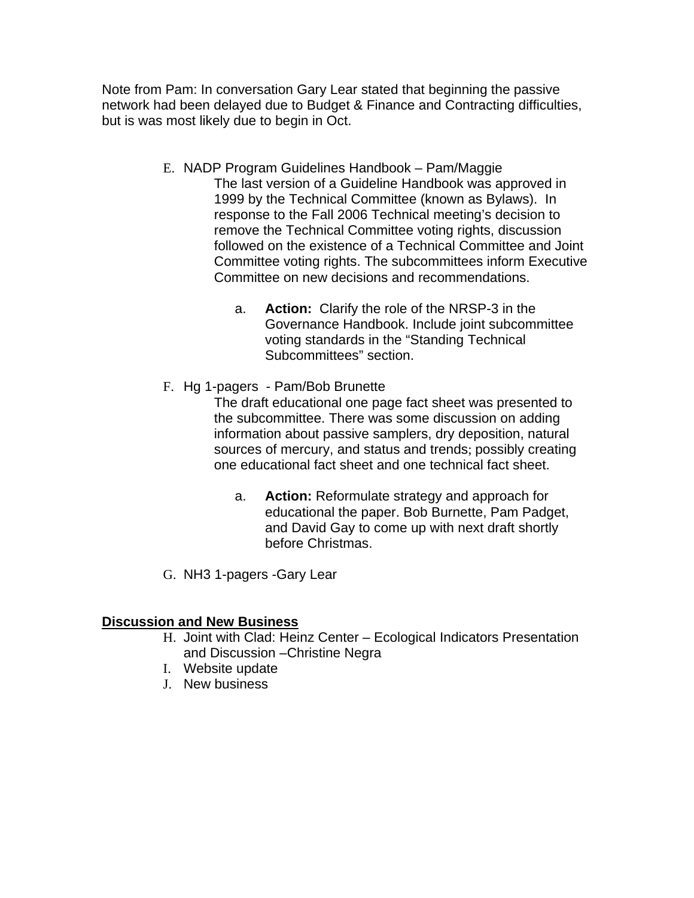Note from Pam: In conversation Gary Lear stated that beginning the passive network had been delayed due to Budget & Finance and Contracting difficulties, but is was most likely due to begin in Oct.

E. NADP Program Guidelines Handbook – Pam/Maggie

   The last version of a Guideline Handbook was approved in 1999 by the Technical Committee (known as Bylaws). In response to the Fall 2006 Technical meeting's decision to remove the Technical Committee voting rights, discussion followed on the existence of a Technical Committee and Joint Committee voting rights. The subcommittees inform Executive Committee on new decisions and recommendations.

   a. **Action:** Clarify the role of the NRSP-3 in the Governance Handbook. Include joint subcommittee voting standards in the "Standing Technical Subcommittees" section.

F. Hg 1-pagers - Pam/Bob Brunette

   The draft educational one page fact sheet was presented to the subcommittee. There was some discussion on adding information about passive samplers, dry deposition, natural sources of mercury, and status and trends; possibly creating one educational fact sheet and one technical fact sheet.

   a. **Action:** Reformulate strategy and approach for educational the paper. Bob Burnette, Pam Padget, and David Gay to come up with next draft shortly before Christmas.

G. NH3 1-pagers -Gary Lear

**<u>Discussion and New Business</u>**

H. Joint with Clad: Heinz Center – Ecological Indicators Presentation and Discussion –Christine Negra
I. Website update
J. New business